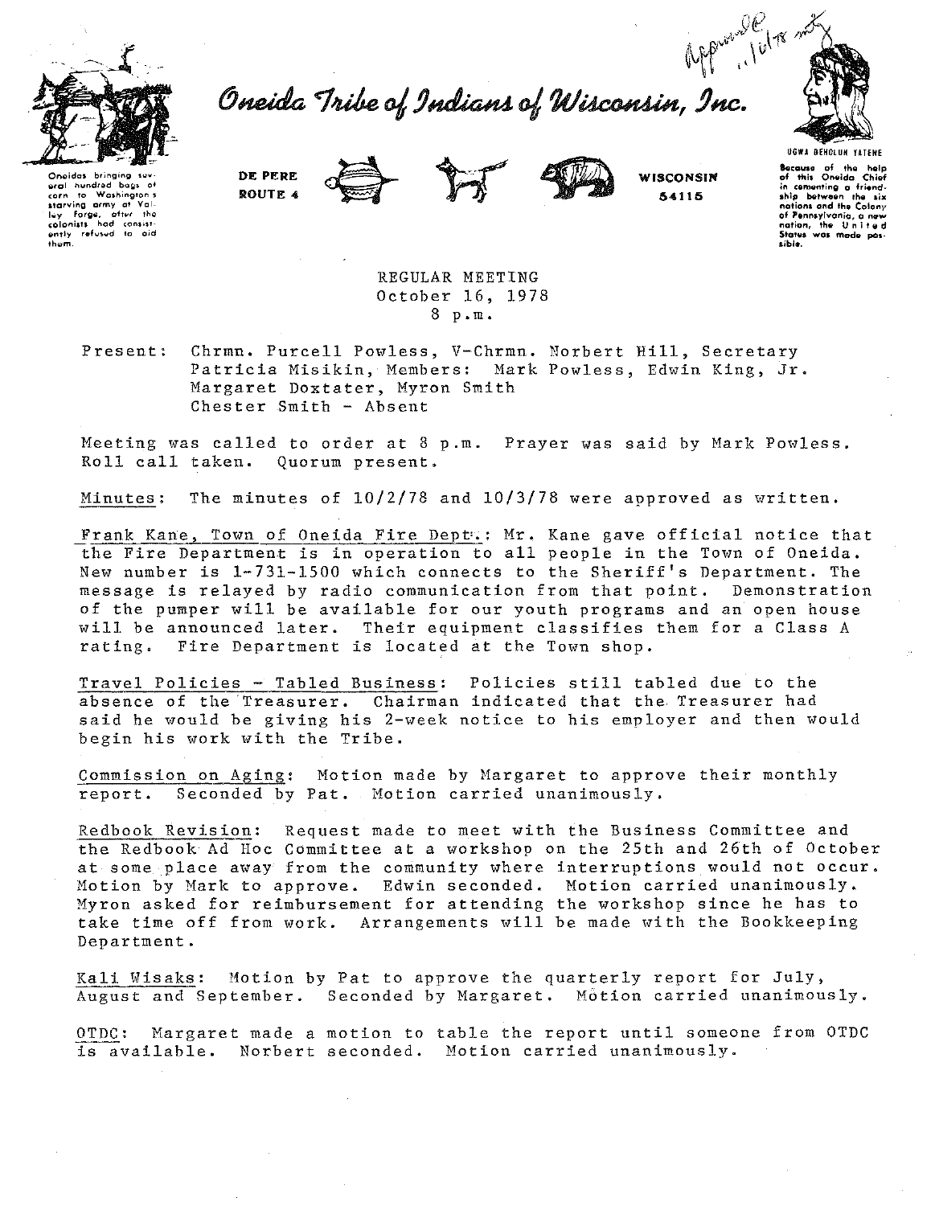Approved 10/18 mtg

# Oneida Tribe of Indians of Wisconsin, Inc.

Oneidas bringing several hundred bags of corn to Washington's starving army at Valley Forge, after the colonists had consistently refused to aid them.

DE PERE
ROUTE 4

WISCONSIN
54115

UGWA DEHOLUH YATENE

Because of the help of this Oneida Chief in cementing a friendship between the six nations and the Colony of Pennsylvania, a new nation, the United States was made possible.

REGULAR MEETING
October 16, 1978
8 p.m.

Present: Chrmn. Purcell Powless, V-Chrmn. Norbert Hill, Secretary Patricia Misikin, Members: Mark Powless, Edwin King, Jr. Margaret Doxtater, Myron Smith
Chester Smith - Absent

Meeting was called to order at 8 p.m. Prayer was said by Mark Powless. Roll call taken. Quorum present.

Minutes: The minutes of 10/2/78 and 10/3/78 were approved as written.

Frank Kane, Town of Oneida Fire Dept.: Mr. Kane gave official notice that the Fire Department is in operation to all people in the Town of Oneida. New number is 1-731-1500 which connects to the Sheriff's Department. The message is relayed by radio communication from that point. Demonstration of the pumper will be available for our youth programs and an open house will be announced later. Their equipment classifies them for a Class A rating. Fire Department is located at the Town shop.

Travel Policies - Tabled Business: Policies still tabled due to the absence of the Treasurer. Chairman indicated that the Treasurer had said he would be giving his 2-week notice to his employer and then would begin his work with the Tribe.

Commission on Aging: Motion made by Margaret to approve their monthly report. Seconded by Pat. Motion carried unanimously.

Redbook Revision: Request made to meet with the Business Committee and the Redbook Ad Hoc Committee at a workshop on the 25th and 26th of October at some place away from the community where interruptions would not occur. Motion by Mark to approve. Edwin seconded. Motion carried unanimously. Myron asked for reimbursement for attending the workshop since he has to take time off from work. Arrangements will be made with the Bookkeeping Department.

Kali Wisaks: Motion by Pat to approve the quarterly report for July, August and September. Seconded by Margaret. Motion carried unanimously.

OTDC: Margaret made a motion to table the report until someone from OTDC is available. Norbert seconded. Motion carried unanimously.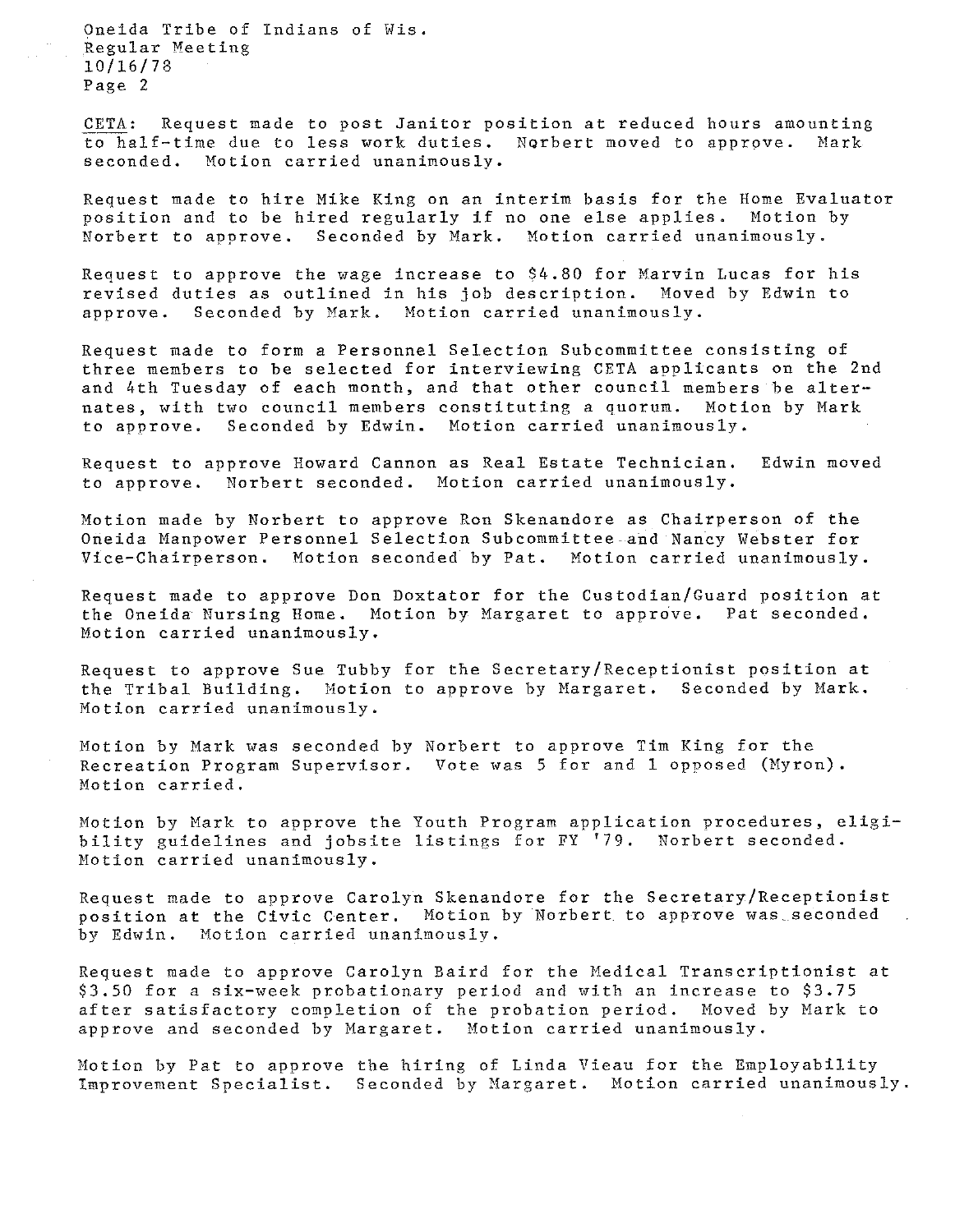Oneida Tribe of Indians of Wis.
Regular Meeting
10/16/78
Page 2

CETA: Request made to post Janitor position at reduced hours amounting to half-time due to less work duties. Norbert moved to approve. Mark seconded. Motion carried unanimously.

Request made to hire Mike King on an interim basis for the Home Evaluator position and to be hired regularly if no one else applies. Motion by Norbert to approve. Seconded by Mark. Motion carried unanimously.

Request to approve the wage increase to $4.80 for Marvin Lucas for his revised duties as outlined in his job description. Moved by Edwin to approve. Seconded by Mark. Motion carried unanimously.

Request made to form a Personnel Selection Subcommittee consisting of three members to be selected for interviewing CETA applicants on the 2nd and 4th Tuesday of each month, and that other council members be alternates, with two council members constituting a quorum. Motion by Mark to approve. Seconded by Edwin. Motion carried unanimously.

Request to approve Howard Cannon as Real Estate Technician. Edwin moved to approve. Norbert seconded. Motion carried unanimously.

Motion made by Norbert to approve Ron Skenandore as Chairperson of the Oneida Manpower Personnel Selection Subcommittee and Nancy Webster for Vice-Chairperson. Motion seconded by Pat. Motion carried unanimously.

Request made to approve Don Doxtator for the Custodian/Guard position at the Oneida Nursing Home. Motion by Margaret to approve. Pat seconded. Motion carried unanimously.

Request to approve Sue Tubby for the Secretary/Receptionist position at the Tribal Building. Motion to approve by Margaret. Seconded by Mark. Motion carried unanimously.

Motion by Mark was seconded by Norbert to approve Tim King for the Recreation Program Supervisor. Vote was 5 for and 1 opposed (Myron). Motion carried.

Motion by Mark to approve the Youth Program application procedures, eligibility guidelines and jobsite listings for FY '79. Norbert seconded. Motion carried unanimously.

Request made to approve Carolyn Skenandore for the Secretary/Receptionist position at the Civic Center. Motion by Norbert to approve was seconded by Edwin. Motion carried unanimously.

Request made to approve Carolyn Baird for the Medical Transcriptionist at $3.50 for a six-week probationary period and with an increase to $3.75 after satisfactory completion of the probation period. Moved by Mark to approve and seconded by Margaret. Motion carried unanimously.

Motion by Pat to approve the hiring of Linda Vieau for the Employability Improvement Specialist. Seconded by Margaret. Motion carried unanimously.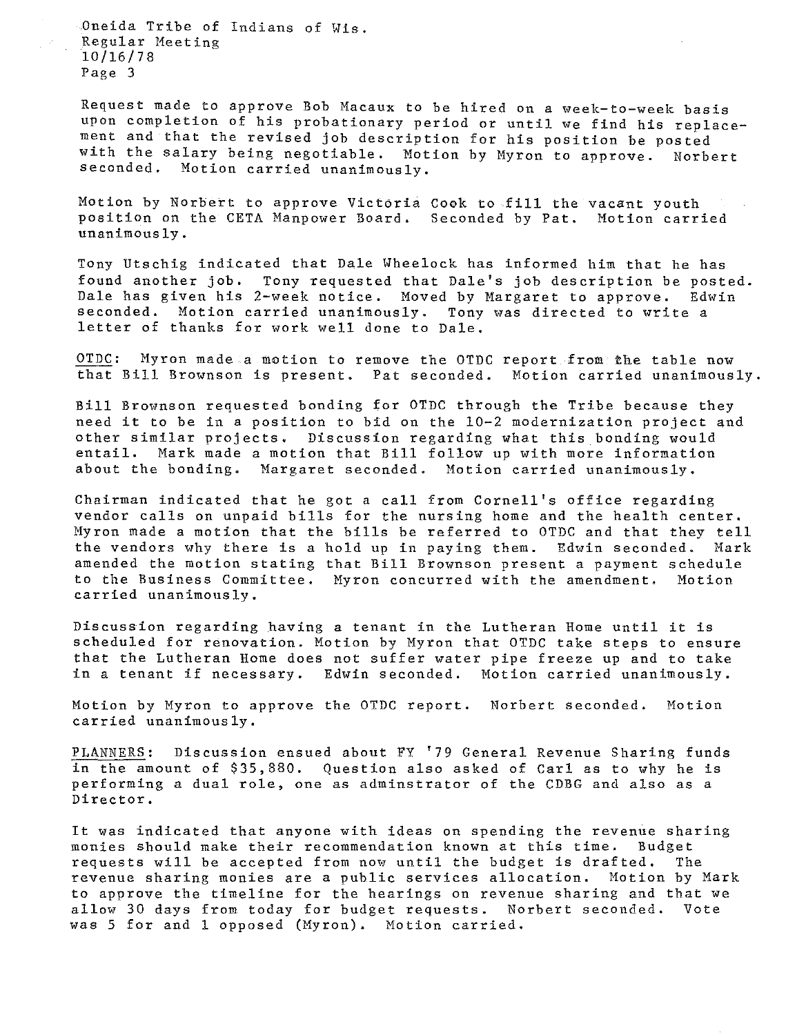Request made to approve Bob Macaux to be hired on a week-to-week basis upon completion of his probationary period or until we find his replacement and that the revised job description for his position be posted with the salary being negotiable. Motion by Myron to approve. Norbert seconded. Motion carried unanimously.

Motion by Norbert to approve Victoria Cook to fill the vacant youth position on the CETA Manpower Board. Seconded by Pat. Motion carried unanimously.

Tony Utschig indicated that Dale Wheelock has informed him that he has found another job. Tony requested that Dale's job description be posted. Dale has given his 2-week notice. Moved by Margaret to approve. Edwin seconded. Motion carried unanimously. Tony was directed to write a letter of thanks for work well done to Dale.

<u>OTDC</u>: Myron made a motion to remove the OTDC report from the table now that Bill Brownson is present. Pat seconded. Motion carried unanimously.

Bill Brownson requested bonding for OTDC through the Tribe because they need it to be in a position to bid on the 10-2 modernization project and other similar projects. Discussion regarding what this bonding would entail. Mark made a motion that Bill follow up with more information about the bonding. Margaret seconded. Motion carried unanimously.

Chairman indicated that he got a call from Cornell's office regarding vendor calls on unpaid bills for the nursing home and the health center. Myron made a motion that the bills be referred to OTDC and that they tell the vendors why there is a hold up in paying them. Edwin seconded. Mark amended the motion stating that Bill Brownson present a payment schedule to the Business Committee. Myron concurred with the amendment. Motion carried unanimously.

Discussion regarding having a tenant in the Lutheran Home until it is scheduled for renovation. Motion by Myron that OTDC take steps to ensure that the Lutheran Home does not suffer water pipe freeze up and to take in a tenant if necessary. Edwin seconded. Motion carried unanimously.

Motion by Myron to approve the OTDC report. Norbert seconded. Motion carried unanimously.

<u>PLANNERS</u>: Discussion ensued about FY '79 General Revenue Sharing funds in the amount of $35,880. Question also asked of Carl as to why he is performing a dual role, one as adminstrator of the CDBG and also as a Director.

It was indicated that anyone with ideas on spending the revenue sharing monies should make their recommendation known at this time. Budget requests will be accepted from now until the budget is drafted. The revenue sharing monies are a public services allocation. Motion by Mark to approve the timeline for the hearings on revenue sharing and that we allow 30 days from today for budget requests. Norbert seconded. Vote was 5 for and 1 opposed (Myron). Motion carried.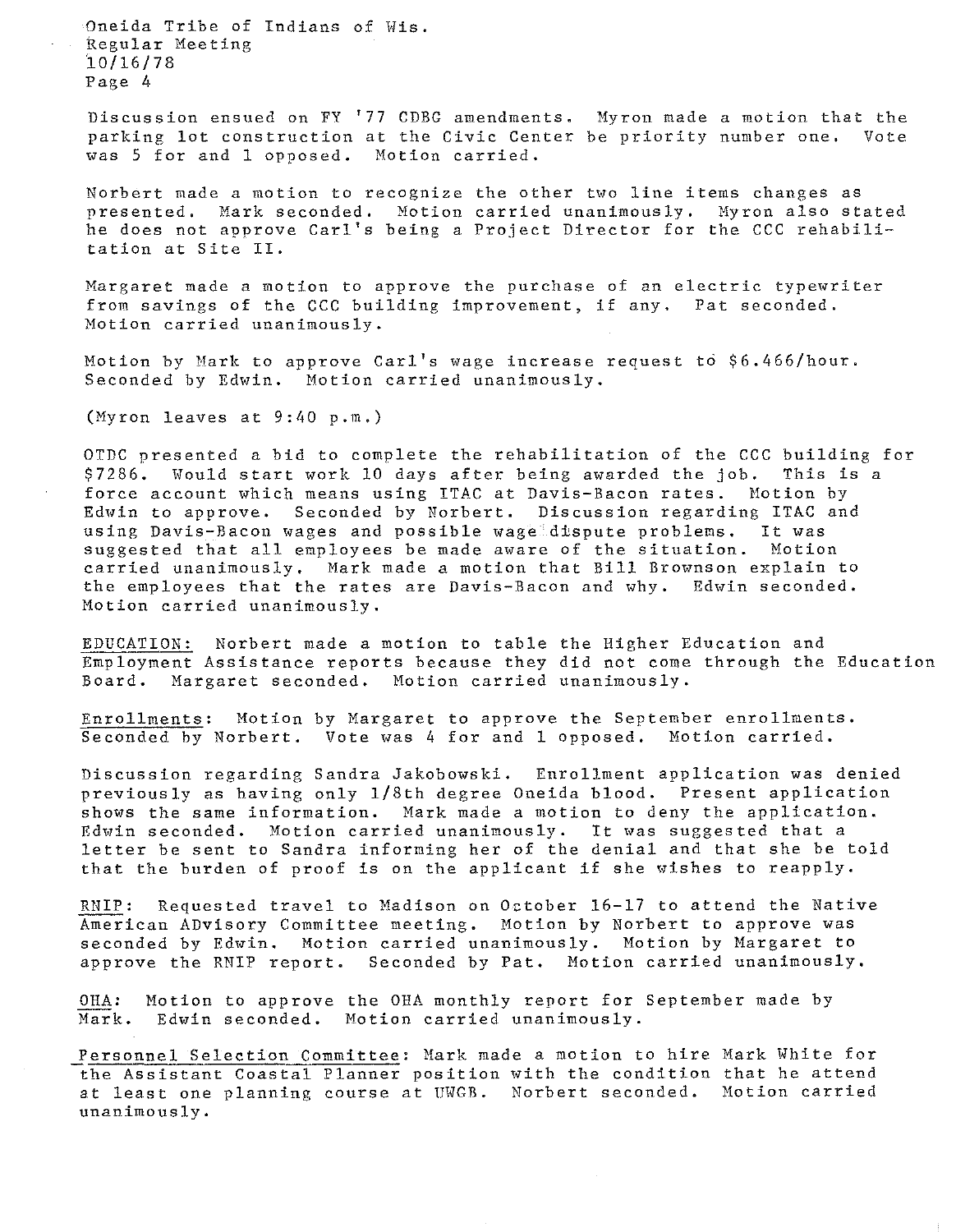Discussion ensued on FY '77 CDBG amendments. Myron made a motion that the parking lot construction at the Civic Center be priority number one. Vote was 5 for and 1 opposed. Motion carried.

Norbert made a motion to recognize the other two line items changes as presented. Mark seconded. Motion carried unanimously. Myron also stated he does not approve Carl's being a Project Director for the CCC rehabilitation at Site II.

Margaret made a motion to approve the purchase of an electric typewriter from savings of the CCC building improvement, if any. Pat seconded. Motion carried unanimously.

Motion by Mark to approve Carl's wage increase request to $6.466/hour. Seconded by Edwin. Motion carried unanimously.

(Myron leaves at 9:40 p.m.)

OTDC presented a bid to complete the rehabilitation of the CCC building for $7286. Would start work 10 days after being awarded the job. This is a force account which means using ITAC at Davis-Bacon rates. Motion by Edwin to approve. Seconded by Norbert. Discussion regarding ITAC and using Davis-Bacon wages and possible wage dispute problems. It was suggested that all employees be made aware of the situation. Motion carried unanimously. Mark made a motion that Bill Brownson explain to the employees that the rates are Davis-Bacon and why. Edwin seconded. Motion carried unanimously.

<u>EDUCATION:</u> Norbert made a motion to table the Higher Education and Employment Assistance reports because they did not come through the Education Board. Margaret seconded. Motion carried unanimously.

<u>Enrollments</u>: Motion by Margaret to approve the September enrollments. Seconded by Norbert. Vote was 4 for and 1 opposed. Motion carried.

Discussion regarding Sandra Jakobowski. Enrollment application was denied previously as having only 1/8th degree Oneida blood. Present application shows the same information. Mark made a motion to deny the application. Edwin seconded. Motion carried unanimously. It was suggested that a letter be sent to Sandra informing her of the denial and that she be told that the burden of proof is on the applicant if she wishes to reapply.

<u>RNIP</u>: Requested travel to Madison on October 16-17 to attend the Native American ADvisory Committee meeting. Motion by Norbert to approve was seconded by Edwin. Motion carried unanimously. Motion by Margaret to approve the RNIP report. Seconded by Pat. Motion carried unanimously.

<u>OHA</u>: Motion to approve the OHA monthly report for September made by Mark. Edwin seconded. Motion carried unanimously.

<u>Personnel Selection Committee</u>: Mark made a motion to hire Mark White for the Assistant Coastal Planner position with the condition that he attend at least one planning course at UWGB. Norbert seconded. Motion carried unanimously.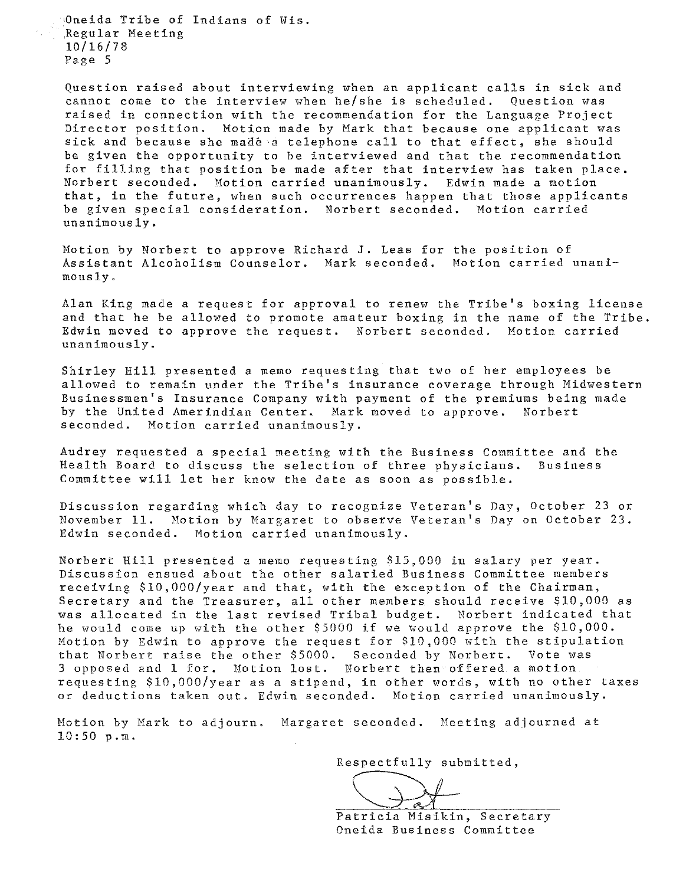Question raised about interviewing when an applicant calls in sick and cannot come to the interview when he/she is scheduled. Question was raised in connection with the recommendation for the Language Project Director position. Motion made by Mark that because one applicant was sick and because she made a telephone call to that effect, she should be given the opportunity to be interviewed and that the recommendation for filling that position be made after that interview has taken place. Norbert seconded. Motion carried unanimously. Edwin made a motion that, in the future, when such occurrences happen that those applicants be given special consideration. Norbert seconded. Motion carried unanimously.

Motion by Norbert to approve Richard J. Leas for the position of Assistant Alcoholism Counselor. Mark seconded. Motion carried unanimously.

Alan King made a request for approval to renew the Tribe's boxing license and that he be allowed to promote amateur boxing in the name of the Tribe. Edwin moved to approve the request. Norbert seconded. Motion carried unanimously.

Shirley Hill presented a memo requesting that two of her employees be allowed to remain under the Tribe's insurance coverage through Midwestern Businessmen's Insurance Company with payment of the premiums being made by the United Amerindian Center. Mark moved to approve. Norbert seconded. Motion carried unanimously.

Audrey requested a special meeting with the Business Committee and the Health Board to discuss the selection of three physicians. Business Committee will let her know the date as soon as possible.

Discussion regarding which day to recognize Veteran's Day, October 23 or November 11. Motion by Margaret to observe Veteran's Day on October 23. Edwin seconded. Motion carried unanimously.

Norbert Hill presented a memo requesting $15,000 in salary per year. Discussion ensued about the other salaried Business Committee members receiving $10,000/year and that, with the exception of the Chairman, Secretary and the Treasurer, all other members should receive $10,000 as was allocated in the last revised Tribal budget. Norbert indicated that he would come up with the other $5000 if we would approve the $10,000. Motion by Edwin to approve the request for $10,000 with the stipulation that Norbert raise the other $5000. Seconded by Norbert. Vote was 3 opposed and 1 for. Motion lost. Norbert then offered a motion requesting $10,000/year as a stipend, in other words, with no other taxes or deductions taken out. Edwin seconded. Motion carried unanimously.

Motion by Mark to adjourn. Margaret seconded. Meeting adjourned at 10:50 p.m.

Respectfully submitted,

Patricia Misikin, Secretary
Oneida Business Committee